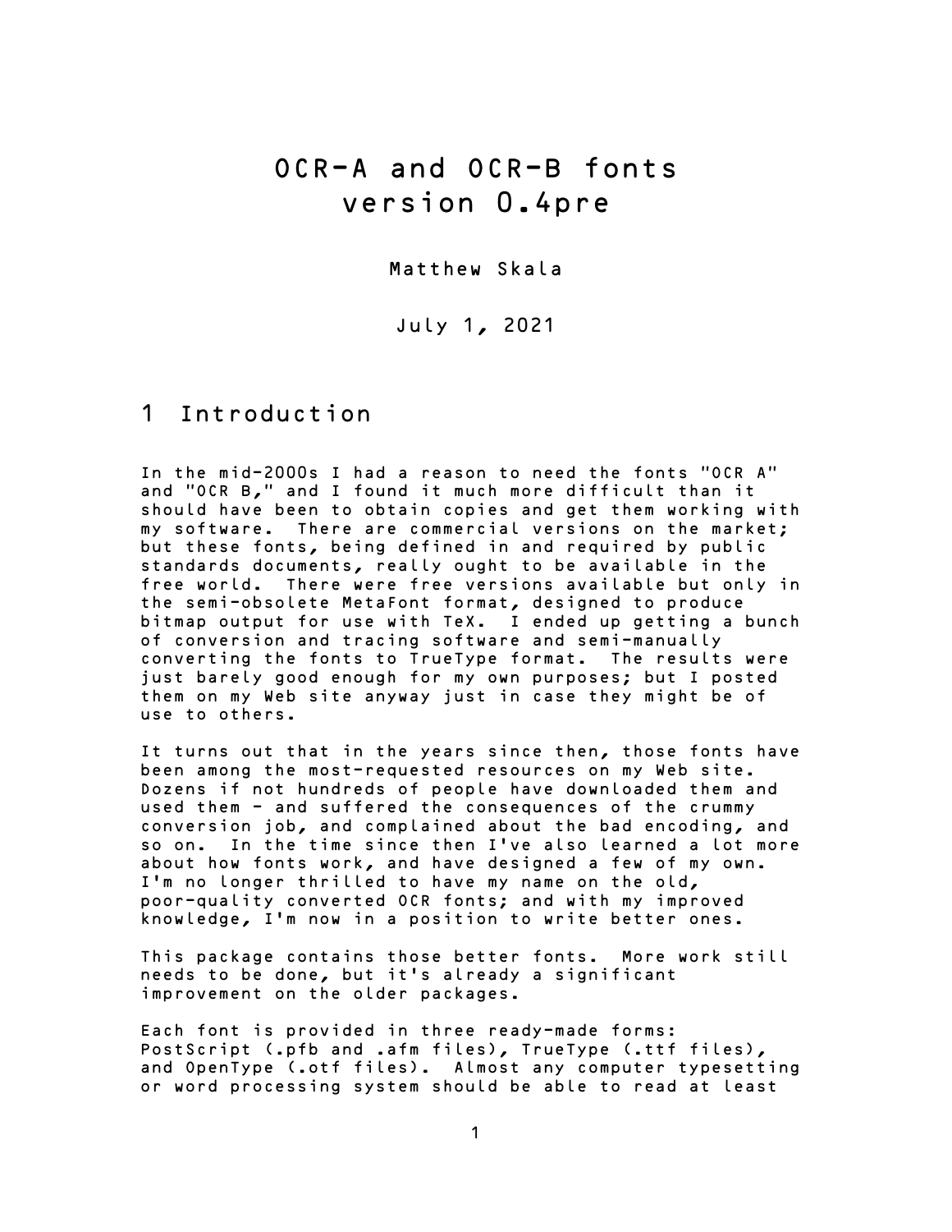# OCR-A and OCR-B fonts version 0.4pre

Matthew Skala

July 1, 2021

## 1 Introduction

In the mid-2000s I had a reason to need the fonts "OCR A" and "OCR B," and I found it much more difficult than it should have been to obtain copies and get them working with my software. There are commercial versions on the market; but these fonts, being defined in and required by public standards documents, really ought to be available in the free world. There were free versions available but only in the semi-obsolete MetaFont format, designed to produce bitmap output for use with TeX. I ended up getting a bunch of conversion and tracing software and semi-manually converting the fonts to TrueType format. The results were just barely good enough for my own purposes; but I posted them on my Web site anyway just in case they might be of use to others.

It turns out that in the years since then, those fonts have been among the most-requested resources on my Web site. Dozens if not hundreds of people have downloaded them and used them - and suffered the consequences of the crummy conversion job, and complained about the bad encoding, and so on. In the time since then I've also learned a lot more about how fonts work, and have designed a few of my own. I'm no longer thrilled to have my name on the old, poor-quality converted OCR fonts; and with my improved knowledge, I'm now in a position to write better ones.

This package contains those better fonts. More work still needs to be done, but it's already a significant improvement on the older packages.

Each font is provided in three ready-made forms: PostScript (.pfb and .afm files), TrueType (.ttf files), and OpenType (.otf files). Almost any computer typesetting or word processing system should be able to read at least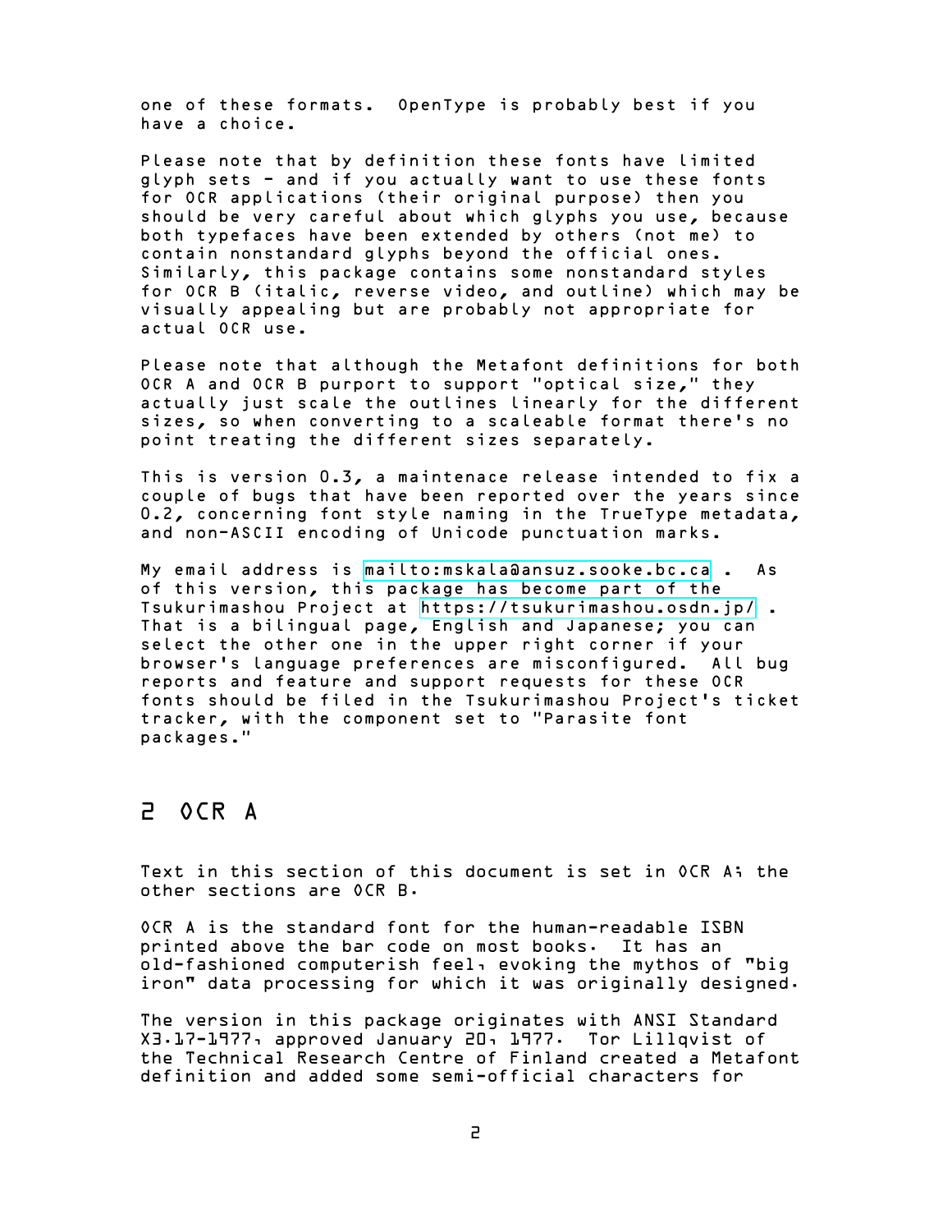one of these formats. OpenType is probably best if you have a choice.

Please note that by definition these fonts have limited glyph sets - and if you actually want to use these fonts for OCR applications (their original purpose) then you should be very careful about which glyphs you use, because both typefaces have been extended by others (not me) to contain nonstandard glyphs beyond the official ones. Similarly, this package contains some nonstandard styles for OCR B (italic, reverse video, and outline) which may be visually appealing but are probably not appropriate for actual OCR use.

Please note that although the Metafont definitions for both OCR A and OCR B purport to support "optical size," they actually just scale the outlines linearly for the different sizes, so when converting to a scaleable format there's no point treating the different sizes separately.

This is version 0.3, a maintenace release intended to fix a couple of bugs that have been reported over the years since 0.2, concerning font style naming in the TrueType metadata, and non-ASCII encoding of Unicode punctuation marks.

My email address is mailto:mskala@ansuz.sooke.bc.ca . As of this version, this package has become part of the Tsukurimashou Project at https://tsukurimashou.osdn.jp/ . That is a bilingual page, English and Japanese; you can select the other one in the upper right corner if your browser's language preferences are misconfigured. All bug reports and feature and support requests for these OCR fonts should be filed in the Tsukurimashou Project's ticket tracker, with the component set to "Parasite font packages."

## 2 OCR A

Text in this section of this document is set in OCR A; the other sections are OCR B.

OCR A is the standard font for the human-readable ISBN printed above the bar code on most books. It has an old-fashioned computerish feel, evoking the mythos of "big iron" data processing for which it was originally designed.

The version in this package originates with ANSI Standard X3.17-1977, approved January 20, 1977. Tor Lillqvist of the Technical Research Centre of Finland created a Metafont definition and added some semi-official characters for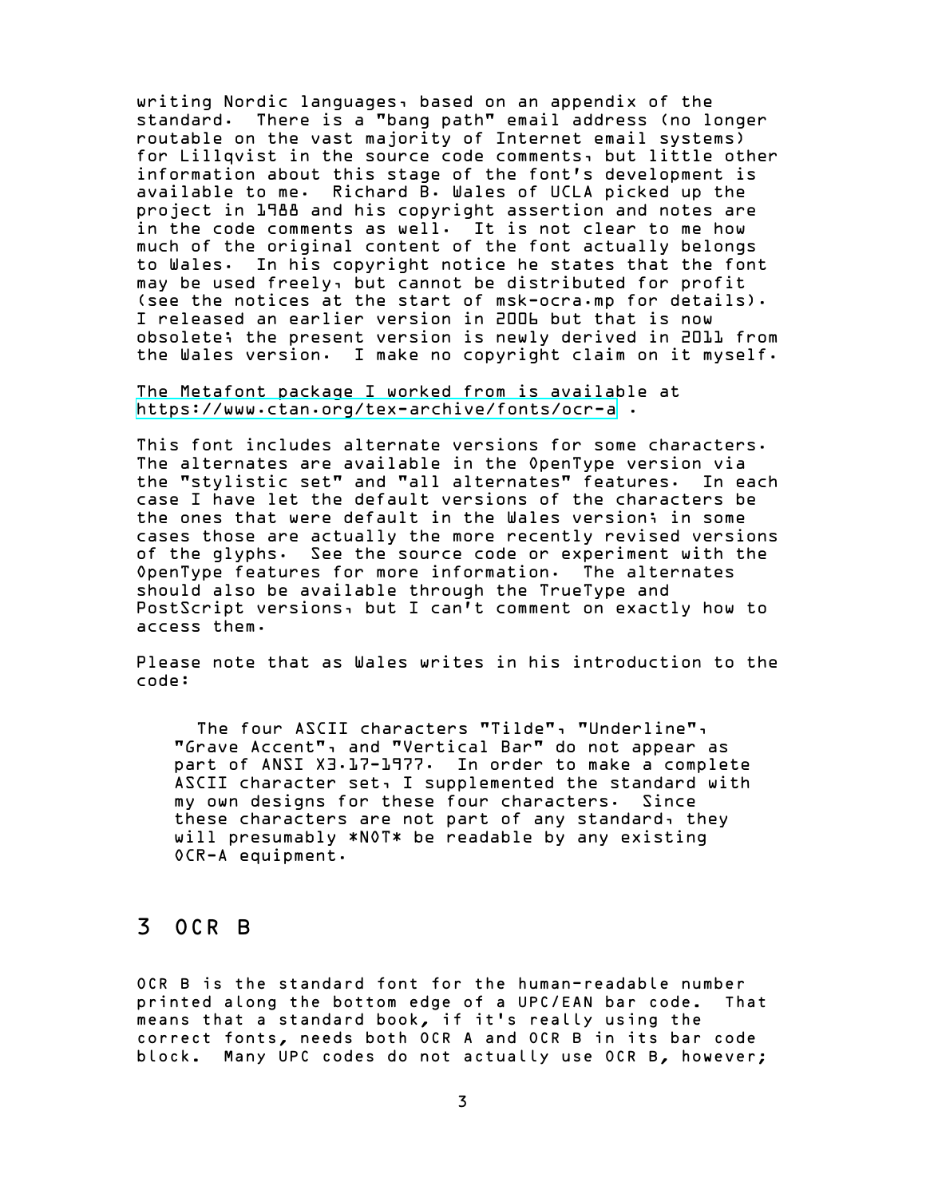writing Nordic languages, based on an appendix of the standard. There is a "bang path" email address (no longer routable on the vast majority of Internet email systems) for Lillqvist in the source code comments, but little other information about this stage of the font's development is available to me. Richard B. Wales of UCLA picked up the project in 1988 and his copyright assertion and notes are in the code comments as well. It is not clear to me how much of the original content of the font actually belongs to Wales. In his copyright notice he states that the font may be used freely, but cannot be distributed for profit (see the notices at the start of msk-ocra.mp for details). I released an earlier version in 2006 but that is now obsolete; the present version is newly derived in 2011 from the Wales version. I make no copyright claim on it myself.

The Metafont package I worked from is available at https://www.ctan.org/tex-archive/fonts/ocr-a .

This font includes alternate versions for some characters. The alternates are available in the OpenType version via the "stylistic set" and "all alternates" features. In each case I have let the default versions of the characters be the ones that were default in the Wales version; in some cases those are actually the more recently revised versions of the glyphs. See the source code or experiment with the OpenType features for more information. The alternates should also be available through the TrueType and PostScript versions, but I can't comment on exactly how to access them.

Please note that as Wales writes in his introduction to the code:

> The four ASCII characters "Tilde", "Underline", "Grave Accent", and "Vertical Bar" do not appear as part of ANSI X3.17-1977. In order to make a complete ASCII character set, I supplemented the standard with my own designs for these four characters. Since these characters are not part of any standard, they will presumably *NOT* be readable by any existing OCR-A equipment.

## 3 OCR B

OCR B is the standard font for the human-readable number printed along the bottom edge of a UPC/EAN bar code. That means that a standard book, if it's really using the correct fonts, needs both OCR A and OCR B in its bar code block. Many UPC codes do not actually use OCR B, however;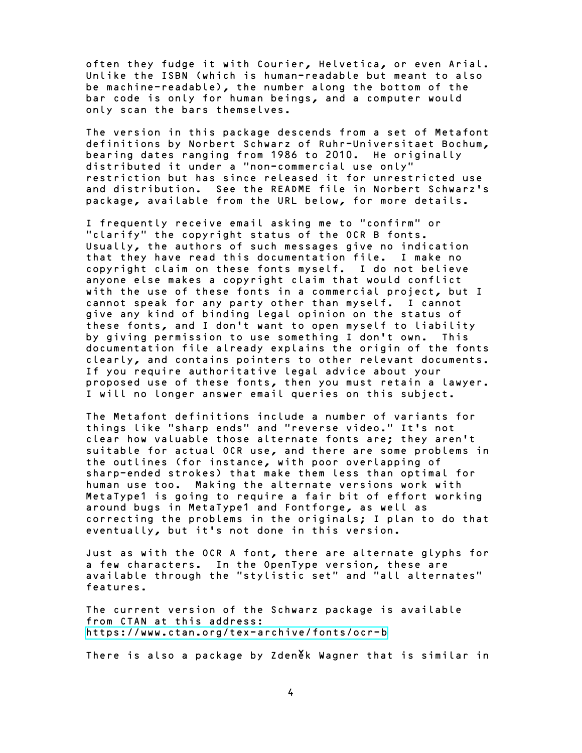often they fudge it with Courier, Helvetica, or even Arial. Unlike the ISBN (which is human-readable but meant to also be machine-readable), the number along the bottom of the bar code is only for human beings, and a computer would only scan the bars themselves.

The version in this package descends from a set of Metafont definitions by Norbert Schwarz of Ruhr-Universitaet Bochum, bearing dates ranging from 1986 to 2010. He originally distributed it under a "non-commercial use only" restriction but has since released it for unrestricted use and distribution. See the README file in Norbert Schwarz's package, available from the URL below, for more details.

I frequently receive email asking me to "confirm" or "clarify" the copyright status of the OCR B fonts. Usually, the authors of such messages give no indication that they have read this documentation file. I make no copyright claim on these fonts myself. I do not believe anyone else makes a copyright claim that would conflict with the use of these fonts in a commercial project, but I cannot speak for any party other than myself. I cannot give any kind of binding legal opinion on the status of these fonts, and I don't want to open myself to liability by giving permission to use something I don't own. This documentation file already explains the origin of the fonts clearly, and contains pointers to other relevant documents. If you require authoritative legal advice about your proposed use of these fonts, then you must retain a lawyer. I will no longer answer email queries on this subject.

The Metafont definitions include a number of variants for things like "sharp ends" and "reverse video." It's not clear how valuable those alternate fonts are; they aren't suitable for actual OCR use, and there are some problems in the outlines (for instance, with poor overlapping of sharp-ended strokes) that make them less than optimal for human use too. Making the alternate versions work with MetaType1 is going to require a fair bit of effort working around bugs in MetaType1 and Fontforge, as well as correcting the problems in the originals; I plan to do that eventually, but it's not done in this version.

Just as with the OCR A font, there are alternate glyphs for a few characters. In the OpenType version, these are available through the "stylistic set" and "all alternates" features.

The current version of the Schwarz package is available from CTAN at this address:
https://www.ctan.org/tex-archive/fonts/ocr-b

There is also a package by Zdeněk Wagner that is similar in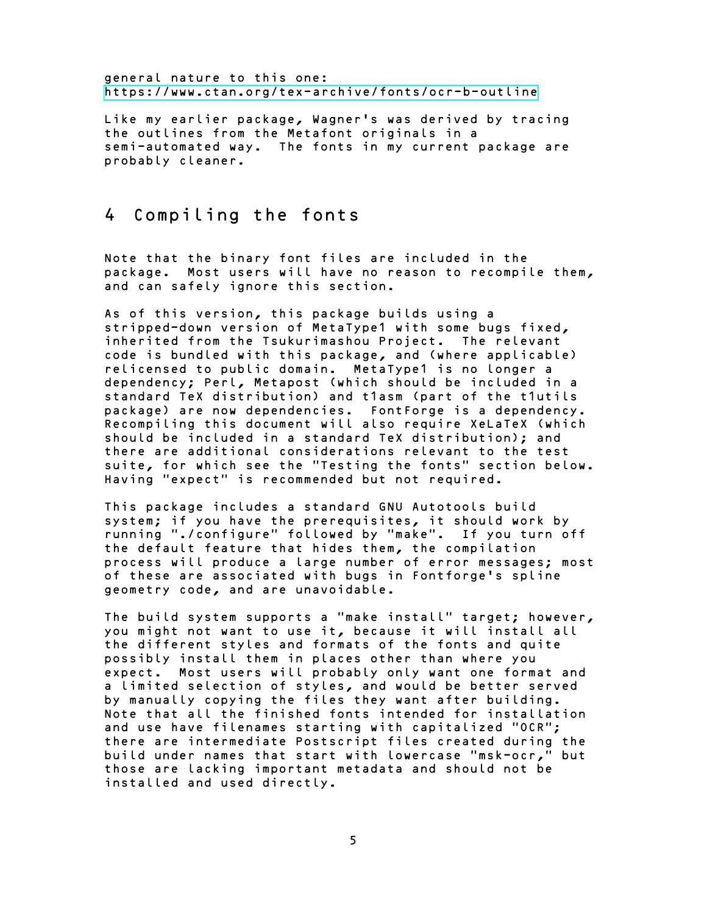general nature to this one:
https://www.ctan.org/tex-archive/fonts/ocr-b-outline

Like my earlier package, Wagner's was derived by tracing the outlines from the Metafont originals in a semi-automated way. The fonts in my current package are probably cleaner.

# 4 Compiling the fonts

Note that the binary font files are included in the package. Most users will have no reason to recompile them, and can safely ignore this section.

As of this version, this package builds using a stripped-down version of MetaType1 with some bugs fixed, inherited from the Tsukurimashou Project. The relevant code is bundled with this package, and (where applicable) relicensed to public domain. MetaType1 is no longer a dependency; Perl, Metapost (which should be included in a standard TeX distribution) and t1asm (part of the t1utils package) are now dependencies. FontForge is a dependency. Recompiling this document will also require XeLaTeX (which should be included in a standard TeX distribution); and there are additional considerations relevant to the test suite, for which see the "Testing the fonts" section below. Having "expect" is recommended but not required.

This package includes a standard GNU Autotools build system; if you have the prerequisites, it should work by running "./configure" followed by "make". If you turn off the default feature that hides them, the compilation process will produce a large number of error messages; most of these are associated with bugs in Fontforge's spline geometry code, and are unavoidable.

The build system supports a "make install" target; however, you might not want to use it, because it will install all the different styles and formats of the fonts and quite possibly install them in places other than where you expect. Most users will probably only want one format and a limited selection of styles, and would be better served by manually copying the files they want after building. Note that all the finished fonts intended for installation and use have filenames starting with capitalized "OCR"; there are intermediate Postscript files created during the build under names that start with lowercase "msk-ocr," but those are lacking important metadata and should not be installed and used directly.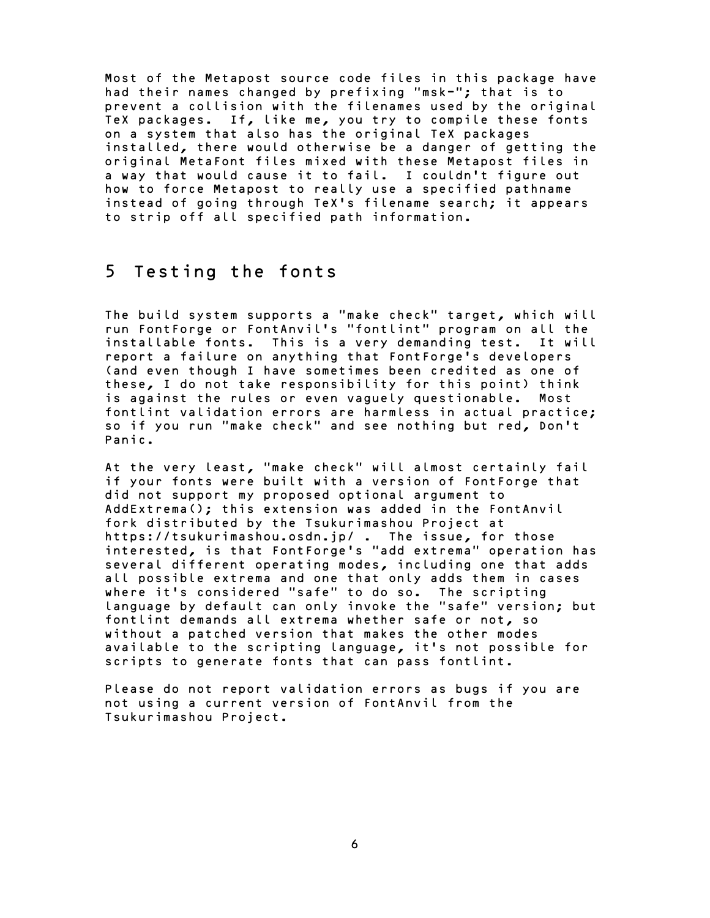Most of the Metapost source code files in this package have had their names changed by prefixing "msk-"; that is to prevent a collision with the filenames used by the original TeX packages. If, like me, you try to compile these fonts on a system that also has the original TeX packages installed, there would otherwise be a danger of getting the original MetaFont files mixed with these Metapost files in a way that would cause it to fail. I couldn't figure out how to force Metapost to really use a specified pathname instead of going through TeX's filename search; it appears to strip off all specified path information.

## 5 Testing the fonts

The build system supports a "make check" target, which will run FontForge or FontAnvil's "fontlint" program on all the installable fonts. This is a very demanding test. It will report a failure on anything that FontForge's developers (and even though I have sometimes been credited as one of these, I do not take responsibility for this point) think is against the rules or even vaguely questionable. Most fontlint validation errors are harmless in actual practice; so if you run "make check" and see nothing but red, Don't Panic.

At the very least, "make check" will almost certainly fail if your fonts were built with a version of FontForge that did not support my proposed optional argument to AddExtrema(); this extension was added in the FontAnvil fork distributed by the Tsukurimashou Project at https://tsukurimashou.osdn.jp/ . The issue, for those interested, is that FontForge's "add extrema" operation has several different operating modes, including one that adds all possible extrema and one that only adds them in cases where it's considered "safe" to do so. The scripting language by default can only invoke the "safe" version; but fontlint demands all extrema whether safe or not, so without a patched version that makes the other modes available to the scripting language, it's not possible for scripts to generate fonts that can pass fontlint.

Please do not report validation errors as bugs if you are not using a current version of FontAnvil from the Tsukurimashou Project.